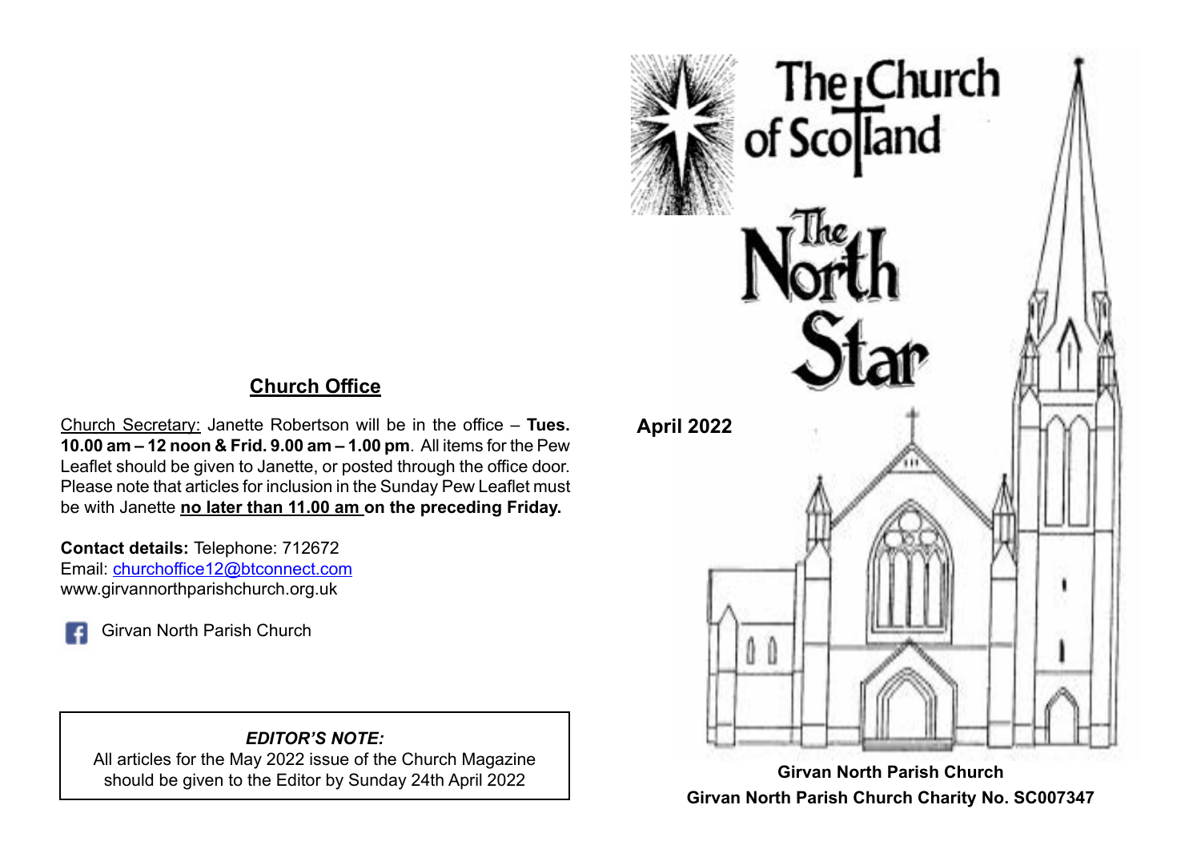## Church Office

Church Secretary: Janette Robertson will be in the office – **Tues. 10.00 am – 12 noon & Frid. 9.00 am – 1.00 pm**. All items for the Pew Leaflet should be given to Janette, or posted through the office door. Please note that articles for inclusion in the Sunday Pew Leaflet must be with Janette **no later than 11.00 am on the preceding Friday.**

**Contact details:** Telephone: 712672
Email: churchoffice12@btconnect.com
www.girvannorthparishchurch.org.uk

Girvan North Parish Church

***EDITOR'S NOTE:***
All articles for the May 2022 issue of the Church Magazine should be given to the Editor by Sunday 24th April 2022

The Church of Scotland

# The North Star

**April 2022**

**Girvan North Parish Church**
**Girvan North Parish Church Charity No. SC007347**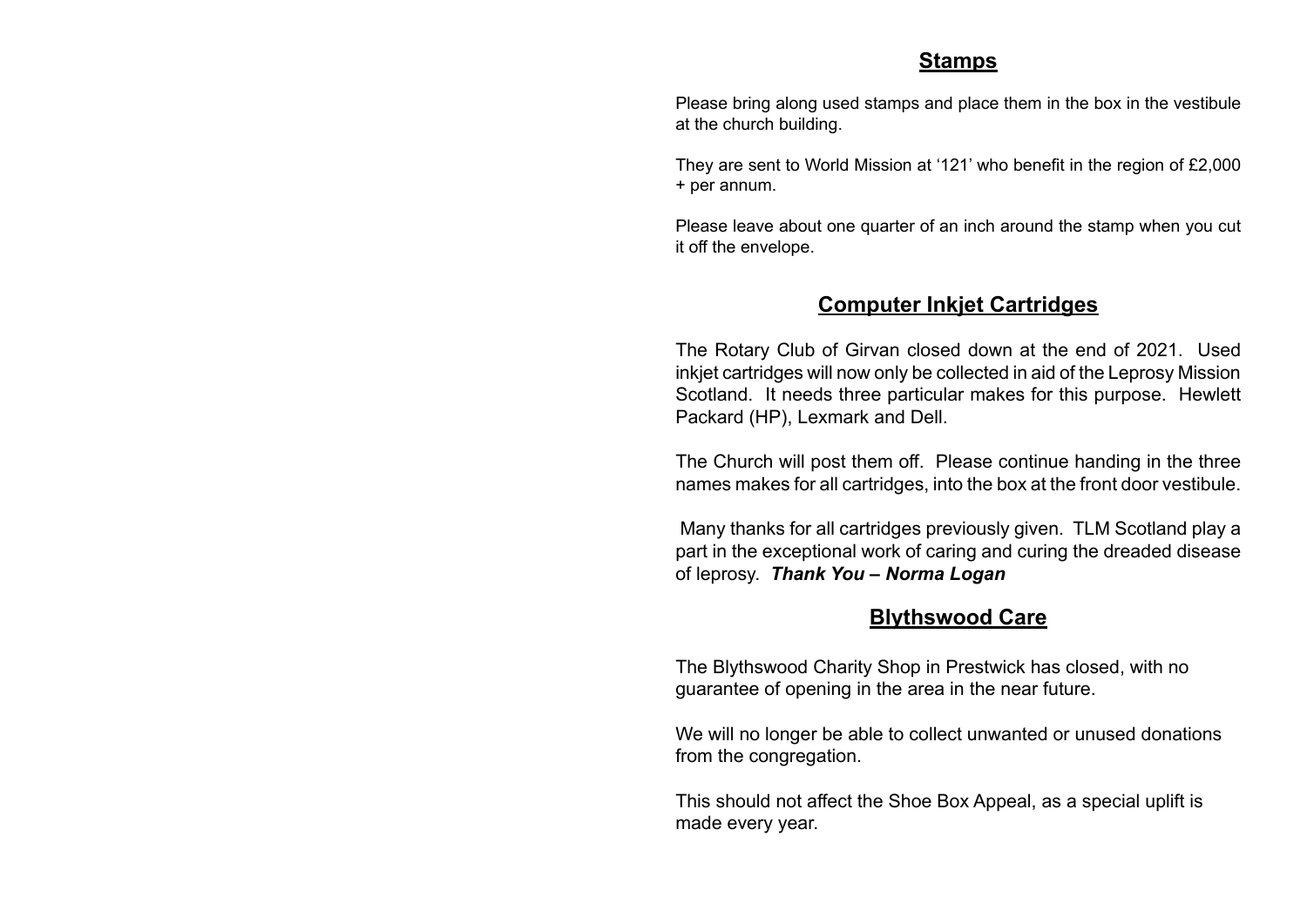## Stamps

Please bring along used stamps and place them in the box in the vestibule at the church building.

They are sent to World Mission at '121' who benefit in the region of £2,000 + per annum.

Please leave about one quarter of an inch around the stamp when you cut it off the envelope.

## Computer Inkjet Cartridges

The Rotary Club of Girvan closed down at the end of 2021. Used inkjet cartridges will now only be collected in aid of the Leprosy Mission Scotland. It needs three particular makes for this purpose. Hewlett Packard (HP), Lexmark and Dell.

The Church will post them off. Please continue handing in the three names makes for all cartridges, into the box at the front door vestibule.

Many thanks for all cartridges previously given. TLM Scotland play a part in the exceptional work of caring and curing the dreaded disease of leprosy. ***Thank You – Norma Logan***

## Blythswood Care

The Blythswood Charity Shop in Prestwick has closed, with no guarantee of opening in the area in the near future.

We will no longer be able to collect unwanted or unused donations from the congregation.

This should not affect the Shoe Box Appeal, as a special uplift is made every year.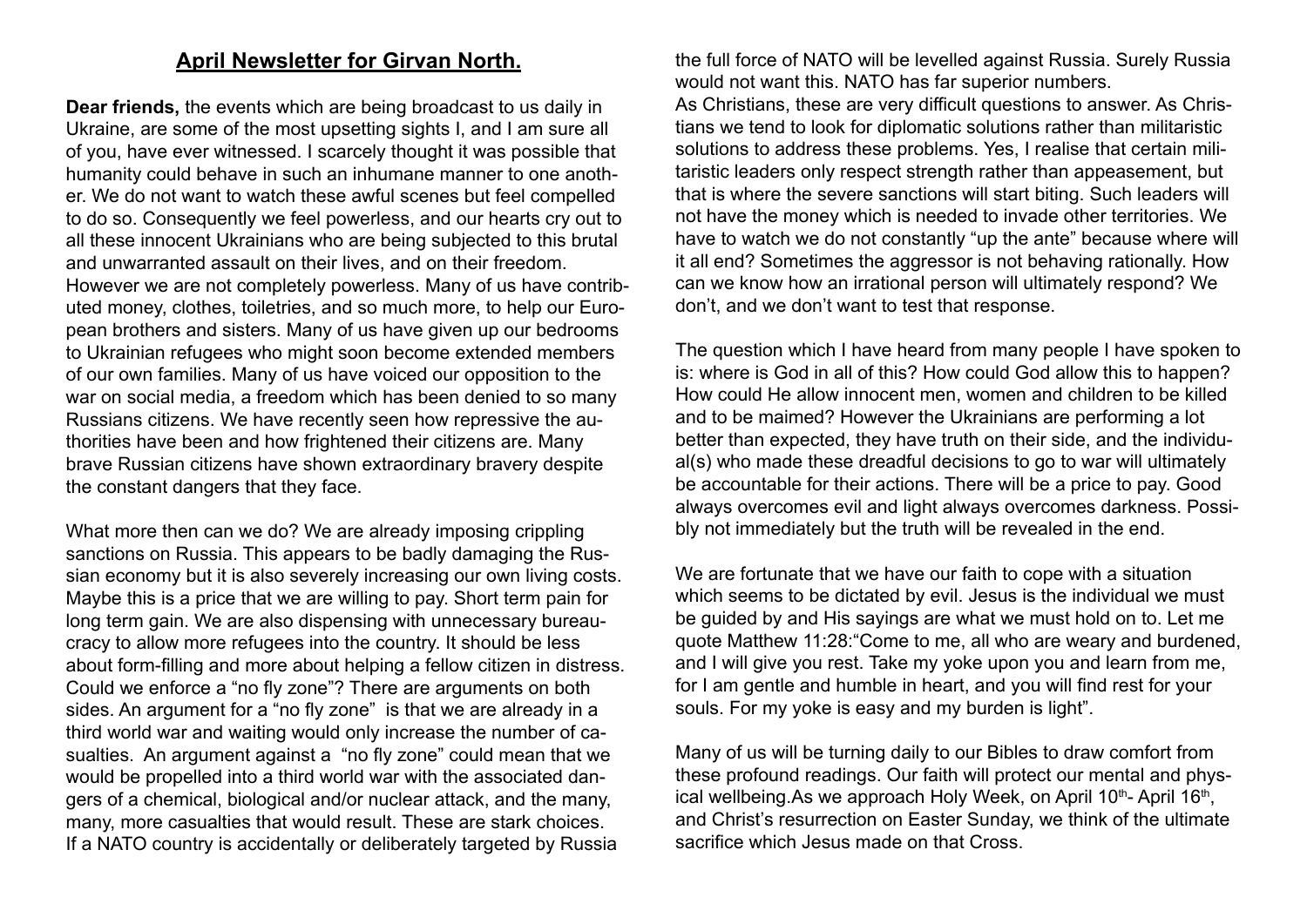# April Newsletter for Girvan North.

**Dear friends,** the events which are being broadcast to us daily in Ukraine, are some of the most upsetting sights I, and I am sure all of you, have ever witnessed. I scarcely thought it was possible that humanity could behave in such an inhumane manner to one another. We do not want to watch these awful scenes but feel compelled to do so. Consequently we feel powerless, and our hearts cry out to all these innocent Ukrainians who are being subjected to this brutal and unwarranted assault on their lives, and on their freedom. However we are not completely powerless. Many of us have contributed money, clothes, toiletries, and so much more, to help our European brothers and sisters. Many of us have given up our bedrooms to Ukrainian refugees who might soon become extended members of our own families. Many of us have voiced our opposition to the war on social media, a freedom which has been denied to so many Russians citizens. We have recently seen how repressive the authorities have been and how frightened their citizens are. Many brave Russian citizens have shown extraordinary bravery despite the constant dangers that they face.

What more then can we do? We are already imposing crippling sanctions on Russia. This appears to be badly damaging the Russian economy but it is also severely increasing our own living costs. Maybe this is a price that we are willing to pay. Short term pain for long term gain. We are also dispensing with unnecessary bureaucracy to allow more refugees into the country. It should be less about form-filling and more about helping a fellow citizen in distress. Could we enforce a "no fly zone"? There are arguments on both sides. An argument for a "no fly zone" is that we are already in a third world war and waiting would only increase the number of casualties. An argument against a "no fly zone" could mean that we would be propelled into a third world war with the associated dangers of a chemical, biological and/or nuclear attack, and the many, many, more casualties that would result. These are stark choices. If a NATO country is accidentally or deliberately targeted by Russia the full force of NATO will be levelled against Russia. Surely Russia would not want this. NATO has far superior numbers.
As Christians, these are very difficult questions to answer. As Christians we tend to look for diplomatic solutions rather than militaristic solutions to address these problems. Yes, I realise that certain militaristic leaders only respect strength rather than appeasement, but that is where the severe sanctions will start biting. Such leaders will not have the money which is needed to invade other territories. We have to watch we do not constantly "up the ante" because where will it all end? Sometimes the aggressor is not behaving rationally. How can we know how an irrational person will ultimately respond? We don't, and we don't want to test that response.

The question which I have heard from many people I have spoken to is: where is God in all of this? How could God allow this to happen? How could He allow innocent men, women and children to be killed and to be maimed? However the Ukrainians are performing a lot better than expected, they have truth on their side, and the individual(s) who made these dreadful decisions to go to war will ultimately be accountable for their actions. There will be a price to pay. Good always overcomes evil and light always overcomes darkness. Possibly not immediately but the truth will be revealed in the end.

We are fortunate that we have our faith to cope with a situation which seems to be dictated by evil. Jesus is the individual we must be guided by and His sayings are what we must hold on to. Let me quote Matthew 11:28:"Come to me, all who are weary and burdened, and I will give you rest. Take my yoke upon you and learn from me, for I am gentle and humble in heart, and you will find rest for your souls. For my yoke is easy and my burden is light".

Many of us will be turning daily to our Bibles to draw comfort from these profound readings. Our faith will protect our mental and physical wellbeing.As we approach Holy Week, on April 10th- April 16th, and Christ's resurrection on Easter Sunday, we think of the ultimate sacrifice which Jesus made on that Cross.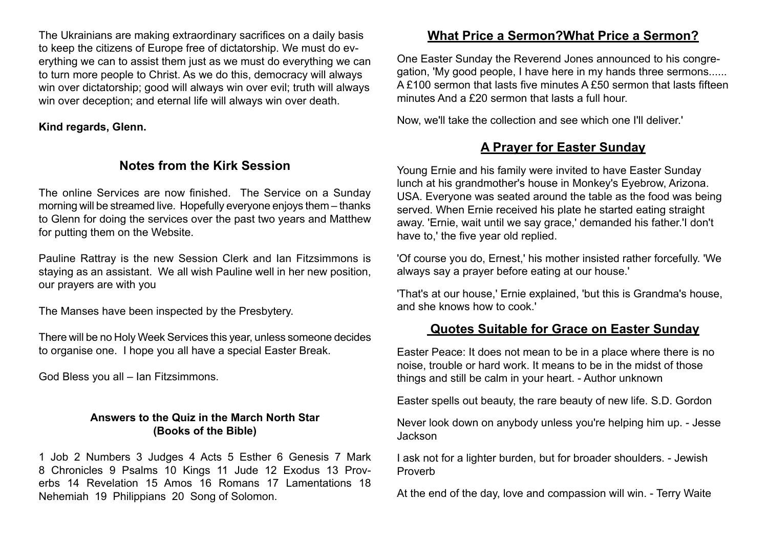The Ukrainians are making extraordinary sacrifices on a daily basis to keep the citizens of Europe free of dictatorship. We must do everything we can to assist them just as we must do everything we can to turn more people to Christ. As we do this, democracy will always win over dictatorship; good will always win over evil; truth will always win over deception; and eternal life will always win over death.

**Kind regards, Glenn.**

## Notes from the Kirk Session

The online Services are now finished. The Service on a Sunday morning will be streamed live. Hopefully everyone enjoys them – thanks to Glenn for doing the services over the past two years and Matthew for putting them on the Website.

Pauline Rattray is the new Session Clerk and Ian Fitzsimmons is staying as an assistant. We all wish Pauline well in her new position, our prayers are with you

The Manses have been inspected by the Presbytery.

There will be no Holy Week Services this year, unless someone decides to organise one. I hope you all have a special Easter Break.

God Bless you all – Ian Fitzsimmons.

### Answers to the Quiz in the March North Star (Books of the Bible)

1 Job 2 Numbers 3 Judges 4 Acts 5 Esther 6 Genesis 7 Mark 8 Chronicles 9 Psalms 10 Kings 11 Jude 12 Exodus 13 Proverbs 14 Revelation 15 Amos 16 Romans 17 Lamentations 18 Nehemiah 19 Philippians 20 Song of Solomon.

## What Price a Sermon?What Price a Sermon?

One Easter Sunday the Reverend Jones announced to his congregation, 'My good people, I have here in my hands three sermons...... A £100 sermon that lasts five minutes A £50 sermon that lasts fifteen minutes And a £20 sermon that lasts a full hour.

Now, we'll take the collection and see which one I'll deliver.'

## A Prayer for Easter Sunday

Young Ernie and his family were invited to have Easter Sunday lunch at his grandmother's house in Monkey's Eyebrow, Arizona. USA. Everyone was seated around the table as the food was being served. When Ernie received his plate he started eating straight away. 'Ernie, wait until we say grace,' demanded his father.'I don't have to,' the five year old replied.

'Of course you do, Ernest,' his mother insisted rather forcefully. 'We always say a prayer before eating at our house.'

'That's at our house,' Ernie explained, 'but this is Grandma's house, and she knows how to cook.'

## Quotes Suitable for Grace on Easter Sunday

Easter Peace: It does not mean to be in a place where there is no noise, trouble or hard work. It means to be in the midst of those things and still be calm in your heart. - Author unknown

Easter spells out beauty, the rare beauty of new life. S.D. Gordon

Never look down on anybody unless you're helping him up. - Jesse Jackson

I ask not for a lighter burden, but for broader shoulders. - Jewish Proverb

At the end of the day, love and compassion will win. - Terry Waite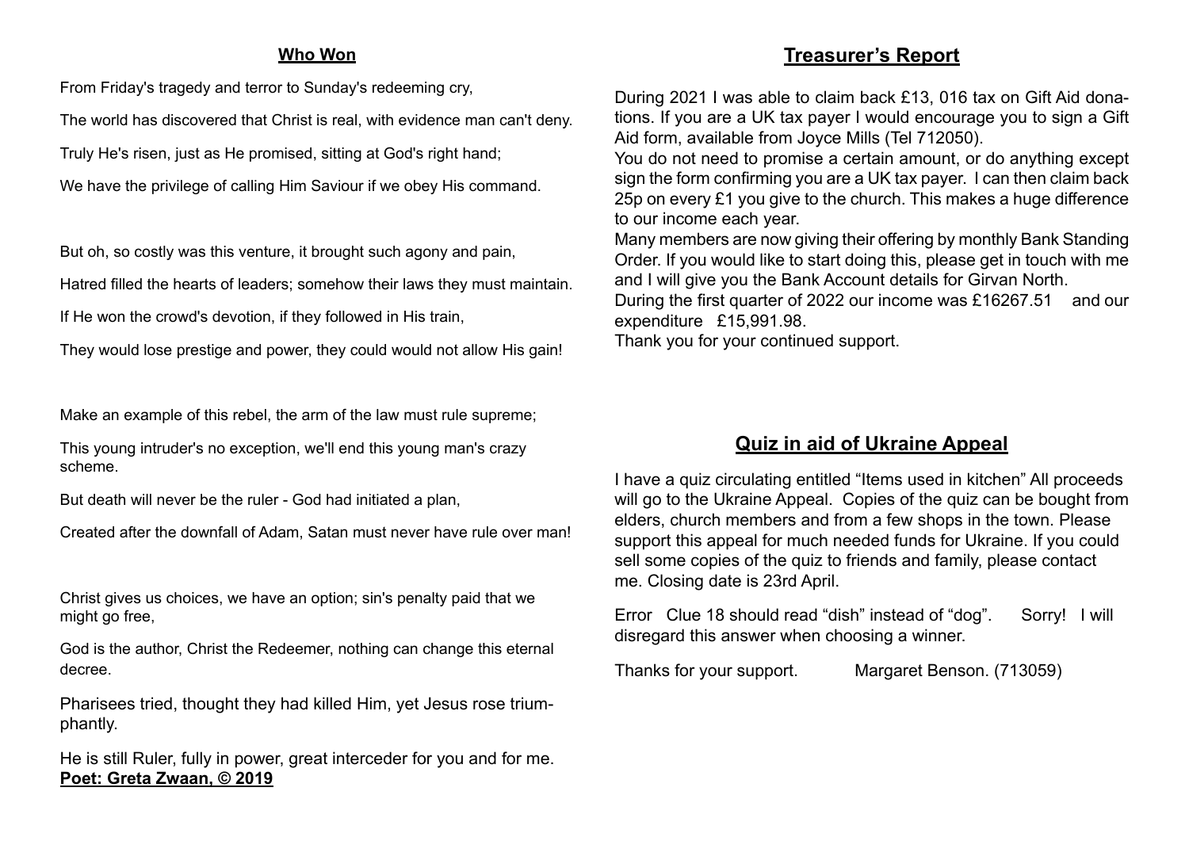## Who Won

From Friday's tragedy and terror to Sunday's redeeming cry,

The world has discovered that Christ is real, with evidence man can't deny.

Truly He's risen, just as He promised, sitting at God's right hand;

We have the privilege of calling Him Saviour if we obey His command.

But oh, so costly was this venture, it brought such agony and pain,

Hatred filled the hearts of leaders; somehow their laws they must maintain.

If He won the crowd's devotion, if they followed in His train,

They would lose prestige and power, they could would not allow His gain!

Make an example of this rebel, the arm of the law must rule supreme;

This young intruder's no exception, we'll end this young man's crazy scheme.

But death will never be the ruler - God had initiated a plan,

Created after the downfall of Adam, Satan must never have rule over man!

Christ gives us choices, we have an option; sin's penalty paid that we might go free,

God is the author, Christ the Redeemer, nothing can change this eternal decree.

Pharisees tried, thought they had killed Him, yet Jesus rose triumphantly.

He is still Ruler, fully in power, great interceder for you and for me.

**Poet: Greta Zwaan, © 2019**

## Treasurer's Report

During 2021 I was able to claim back £13, 016 tax on Gift Aid donations. If you are a UK tax payer I would encourage you to sign a Gift Aid form, available from Joyce Mills (Tel 712050).

You do not need to promise a certain amount, or do anything except sign the form confirming you are a UK tax payer. I can then claim back 25p on every £1 you give to the church. This makes a huge difference to our income each year.

Many members are now giving their offering by monthly Bank Standing Order. If you would like to start doing this, please get in touch with me and I will give you the Bank Account details for Girvan North.

During the first quarter of 2022 our income was £16267.51 and our expenditure £15,991.98.

Thank you for your continued support.

## Quiz in aid of Ukraine Appeal

I have a quiz circulating entitled "Items used in kitchen" All proceeds will go to the Ukraine Appeal. Copies of the quiz can be bought from elders, church members and from a few shops in the town. Please support this appeal for much needed funds for Ukraine. If you could sell some copies of the quiz to friends and family, please contact me. Closing date is 23rd April.

Error Clue 18 should read "dish" instead of "dog". Sorry! I will disregard this answer when choosing a winner.

Thanks for your support. Margaret Benson. (713059)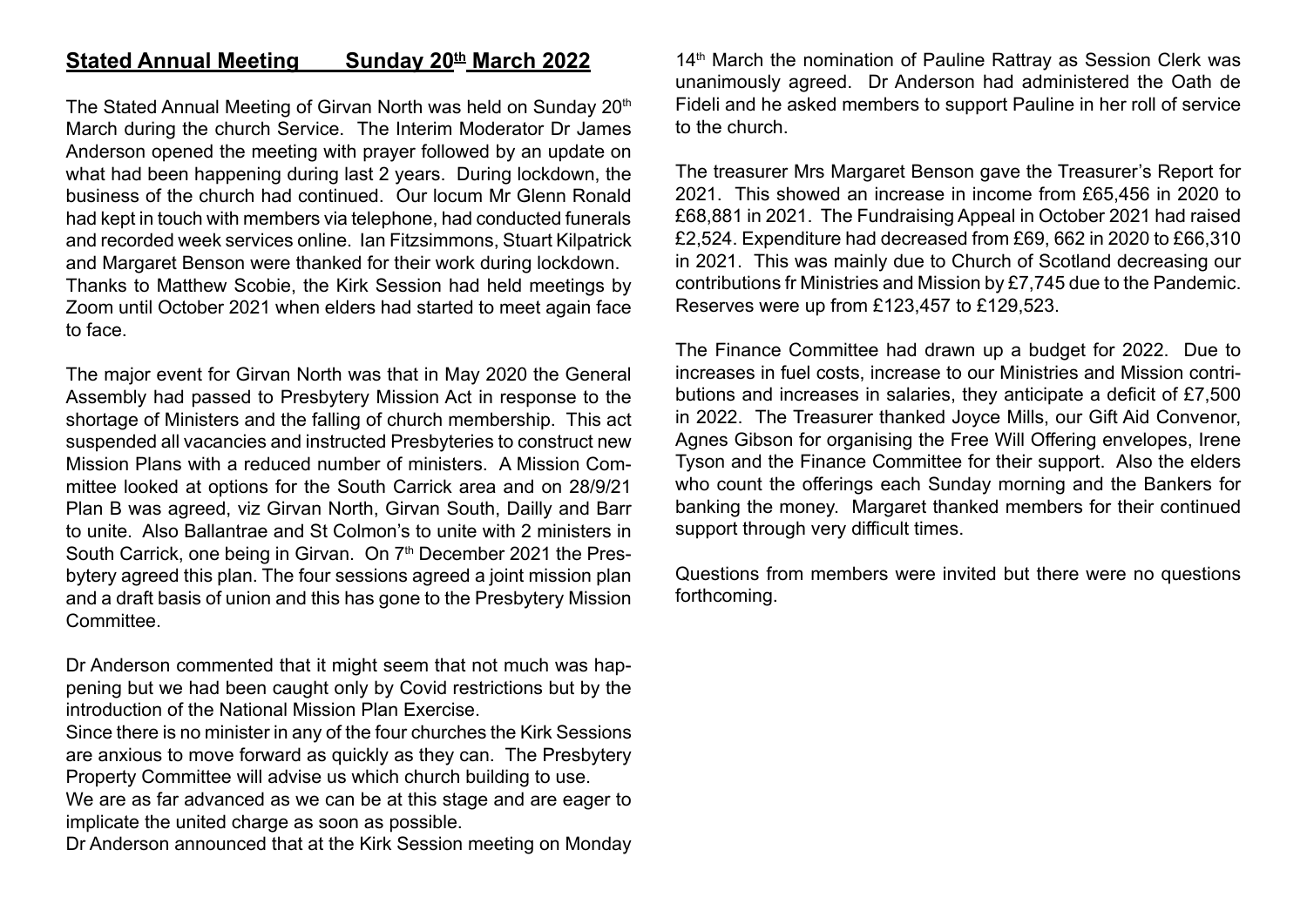## **Stated Annual Meeting Sunday 20th March 2022**

The Stated Annual Meeting of Girvan North was held on Sunday 20th March during the church Service. The Interim Moderator Dr James Anderson opened the meeting with prayer followed by an update on what had been happening during last 2 years. During lockdown, the business of the church had continued. Our locum Mr Glenn Ronald had kept in touch with members via telephone, had conducted funerals and recorded week services online. Ian Fitzsimmons, Stuart Kilpatrick and Margaret Benson were thanked for their work during lockdown.
Thanks to Matthew Scobie, the Kirk Session had held meetings by Zoom until October 2021 when elders had started to meet again face to face.

The major event for Girvan North was that in May 2020 the General Assembly had passed to Presbytery Mission Act in response to the shortage of Ministers and the falling of church membership. This act suspended all vacancies and instructed Presbyteries to construct new Mission Plans with a reduced number of ministers. A Mission Committee looked at options for the South Carrick area and on 28/9/21 Plan B was agreed, viz Girvan North, Girvan South, Dailly and Barr to unite. Also Ballantrae and St Colmon's to unite with 2 ministers in South Carrick, one being in Girvan. On 7th December 2021 the Presbytery agreed this plan. The four sessions agreed a joint mission plan and a draft basis of union and this has gone to the Presbytery Mission Committee.

Dr Anderson commented that it might seem that not much was happening but we had been caught only by Covid restrictions but by the introduction of the National Mission Plan Exercise.
Since there is no minister in any of the four churches the Kirk Sessions are anxious to move forward as quickly as they can. The Presbytery Property Committee will advise us which church building to use.
We are as far advanced as we can be at this stage and are eager to implicate the united charge as soon as possible.
Dr Anderson announced that at the Kirk Session meeting on Monday 14th March the nomination of Pauline Rattray as Session Clerk was unanimously agreed. Dr Anderson had administered the Oath de Fideli and he asked members to support Pauline in her roll of service to the church.

The treasurer Mrs Margaret Benson gave the Treasurer's Report for 2021. This showed an increase in income from £65,456 in 2020 to £68,881 in 2021. The Fundraising Appeal in October 2021 had raised £2,524. Expenditure had decreased from £69, 662 in 2020 to £66,310 in 2021. This was mainly due to Church of Scotland decreasing our contributions fr Ministries and Mission by £7,745 due to the Pandemic. Reserves were up from £123,457 to £129,523.

The Finance Committee had drawn up a budget for 2022. Due to increases in fuel costs, increase to our Ministries and Mission contributions and increases in salaries, they anticipate a deficit of £7,500 in 2022. The Treasurer thanked Joyce Mills, our Gift Aid Convenor, Agnes Gibson for organising the Free Will Offering envelopes, Irene Tyson and the Finance Committee for their support. Also the elders who count the offerings each Sunday morning and the Bankers for banking the money. Margaret thanked members for their continued support through very difficult times.

Questions from members were invited but there were no questions forthcoming.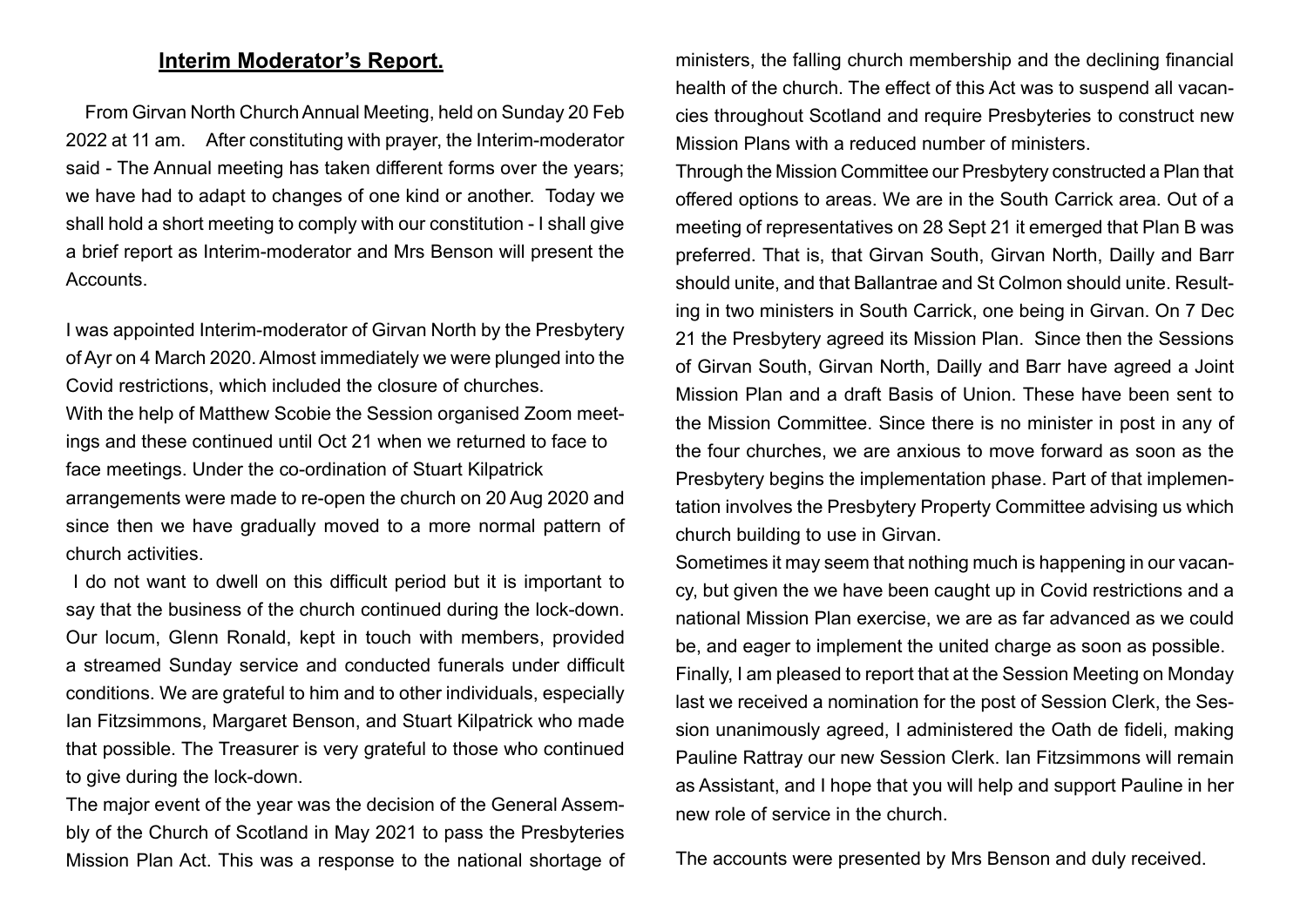## Interim Moderator's Report.

From Girvan North Church Annual Meeting, held on Sunday 20 Feb 2022 at 11 am. After constituting with prayer, the Interim-moderator said - The Annual meeting has taken different forms over the years; we have had to adapt to changes of one kind or another. Today we shall hold a short meeting to comply with our constitution - I shall give a brief report as Interim-moderator and Mrs Benson will present the Accounts.

I was appointed Interim-moderator of Girvan North by the Presbytery of Ayr on 4 March 2020. Almost immediately we were plunged into the Covid restrictions, which included the closure of churches.
With the help of Matthew Scobie the Session organised Zoom meetings and these continued until Oct 21 when we returned to face to face meetings. Under the co-ordination of Stuart Kilpatrick arrangements were made to re-open the church on 20 Aug 2020 and since then we have gradually moved to a more normal pattern of church activities.

I do not want to dwell on this difficult period but it is important to say that the business of the church continued during the lock-down. Our locum, Glenn Ronald, kept in touch with members, provided a streamed Sunday service and conducted funerals under difficult conditions. We are grateful to him and to other individuals, especially Ian Fitzsimmons, Margaret Benson, and Stuart Kilpatrick who made that possible. The Treasurer is very grateful to those who continued to give during the lock-down.
The major event of the year was the decision of the General Assembly of the Church of Scotland in May 2021 to pass the Presbyteries Mission Plan Act. This was a response to the national shortage of ministers, the falling church membership and the declining financial health of the church. The effect of this Act was to suspend all vacancies throughout Scotland and require Presbyteries to construct new Mission Plans with a reduced number of ministers.
Through the Mission Committee our Presbytery constructed a Plan that offered options to areas. We are in the South Carrick area. Out of a meeting of representatives on 28 Sept 21 it emerged that Plan B was preferred. That is, that Girvan South, Girvan North, Dailly and Barr should unite, and that Ballantrae and St Colmon should unite. Resulting in two ministers in South Carrick, one being in Girvan. On 7 Dec 21 the Presbytery agreed its Mission Plan. Since then the Sessions of Girvan South, Girvan North, Dailly and Barr have agreed a Joint Mission Plan and a draft Basis of Union. These have been sent to the Mission Committee. Since there is no minister in post in any of the four churches, we are anxious to move forward as soon as the Presbytery begins the implementation phase. Part of that implementation involves the Presbytery Property Committee advising us which church building to use in Girvan.
Sometimes it may seem that nothing much is happening in our vacancy, but given the we have been caught up in Covid restrictions and a national Mission Plan exercise, we are as far advanced as we could be, and eager to implement the united charge as soon as possible.
Finally, I am pleased to report that at the Session Meeting on Monday last we received a nomination for the post of Session Clerk, the Session unanimously agreed, I administered the Oath de fideli, making Pauline Rattray our new Session Clerk. Ian Fitzsimmons will remain as Assistant, and I hope that you will help and support Pauline in her new role of service in the church.

The accounts were presented by Mrs Benson and duly received.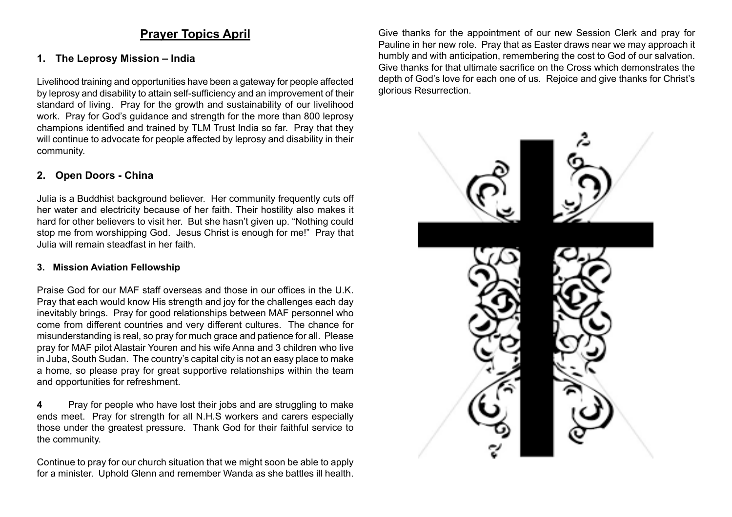## Prayer Topics April

### 1. The Leprosy Mission – India

Livelihood training and opportunities have been a gateway for people affected by leprosy and disability to attain self-sufficiency and an improvement of their standard of living. Pray for the growth and sustainability of our livelihood work. Pray for God's guidance and strength for the more than 800 leprosy champions identified and trained by TLM Trust India so far. Pray that they will continue to advocate for people affected by leprosy and disability in their community.

### 2. Open Doors - China

Julia is a Buddhist background believer. Her community frequently cuts off her water and electricity because of her faith. Their hostility also makes it hard for other believers to visit her. But she hasn't given up. "Nothing could stop me from worshipping God. Jesus Christ is enough for me!" Pray that Julia will remain steadfast in her faith.

### 3. Mission Aviation Fellowship

Praise God for our MAF staff overseas and those in our offices in the U.K. Pray that each would know His strength and joy for the challenges each day inevitably brings. Pray for good relationships between MAF personnel who come from different countries and very different cultures. The chance for misunderstanding is real, so pray for much grace and patience for all. Please pray for MAF pilot Alastair Youren and his wife Anna and 3 children who live in Juba, South Sudan. The country's capital city is not an easy place to make a home, so please pray for great supportive relationships within the team and opportunities for refreshment.

**4** Pray for people who have lost their jobs and are struggling to make ends meet. Pray for strength for all N.H.S workers and carers especially those under the greatest pressure. Thank God for their faithful service to the community.

Continue to pray for our church situation that we might soon be able to apply for a minister. Uphold Glenn and remember Wanda as she battles ill health. Give thanks for the appointment of our new Session Clerk and pray for Pauline in her new role. Pray that as Easter draws near we may approach it humbly and with anticipation, remembering the cost to God of our salvation. Give thanks for that ultimate sacrifice on the Cross which demonstrates the depth of God's love for each one of us. Rejoice and give thanks for Christ's glorious Resurrection.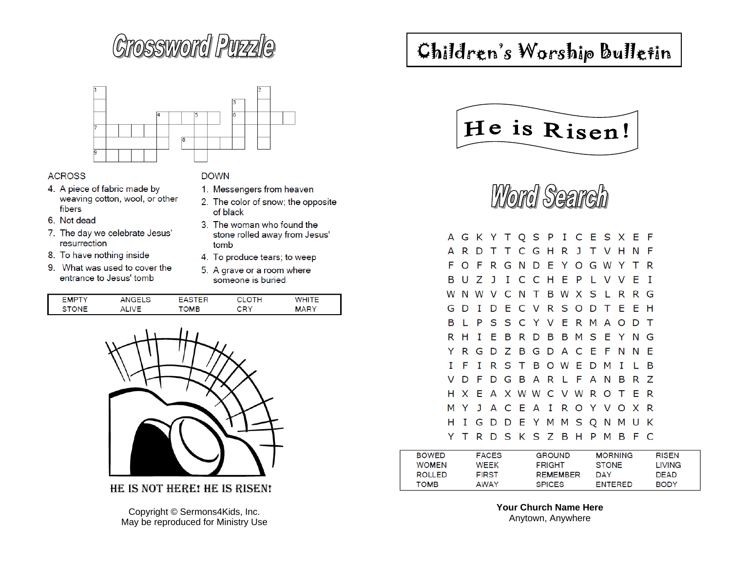# Crossword Puzzle

ACROSS

4. A piece of fabric made by weaving cotton, wool, or other fibers
6. Not dead
7. The day we celebrate Jesus' resurrection
8. To have nothing inside
9. What was used to cover the entrance to Jesus' tomb

DOWN

1. Messengers from heaven
2. The color of snow; the opposite of black
3. The woman who found the stone rolled away from Jesus' tomb
4. To produce tears; to weep
5. A grave or a room where someone is buried

| | | | | |
|---|---|---|---|---|
| EMPTY | ANGELS | EASTER | CLOTH | WHITE |
| STONE | ALIVE | TOMB | CRY | MARY |

HE IS NOT HERE! HE IS RISEN!

Copyright © Sermons4Kids, Inc.
May be reproduced for Ministry Use

# Children's Worship Bulletin

## He is Risen!

# Word Search

```
A G K Y T Q S P I C E S X E F
A R D T T C G H R J T V H N F
F O F R G N D E Y O G W Y T R
B U Z J I C C H E P L V V E I
W N W V C N T B W X S L R R G
G D I D E C V R S O D T E E H
B L P S S C Y V E R M A O D T
R H I E B R D B B M S E Y N G
Y R G D Z B G D A C E F N N E
I F I R S T B O W E D M I L B
V D F D G B A R L F A N B R Z
H X E A X W W C V W R O T E R
M Y J A C E A I R O Y V O X R
H I G D D E Y M M S Q N M U K
Y T R D S K S Z B H P M B F C
```

| | | | | |
|---|---|---|---|---|
| BOWED | FACES | GROUND | MORNING | RISEN |
| WOMEN | WEEK | FRIGHT | STONE | LIVING |
| ROLLED | FIRST | REMEMBER | DAY | DEAD |
| TOMB | AWAY | SPICES | ENTERED | BODY |

**Your Church Name Here**
Anytown, Anywhere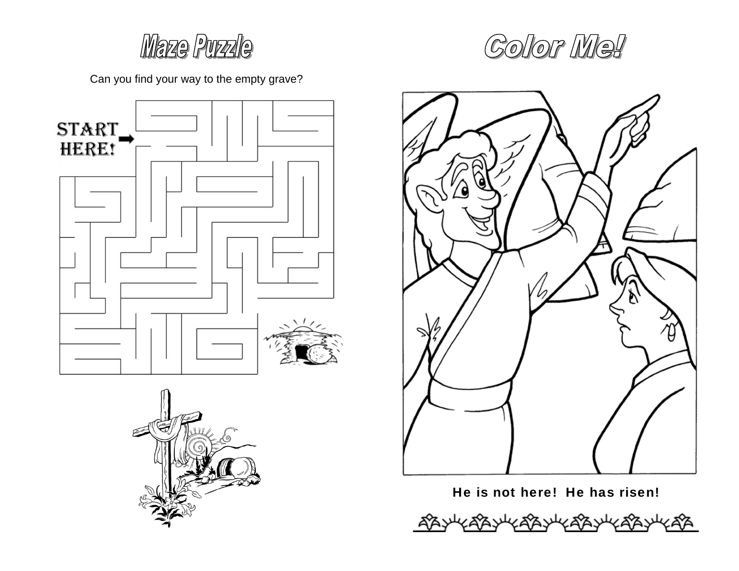## Maze Puzzle

Can you find your way to the empty grave?

START HERE!

## Color Me!

**He is not here! He has risen!**